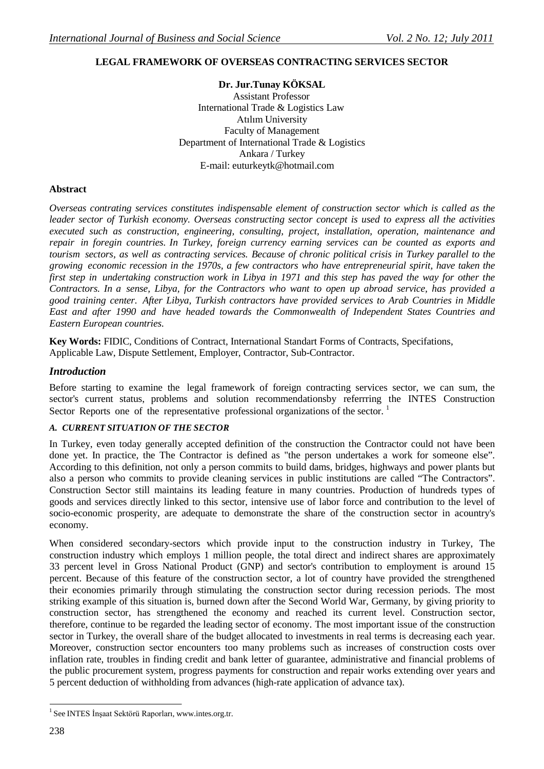# LEGAL FRAMEWORK OF OVERSEAS CONTRACTING SERVICES SECTOR

**Dr. Jur.Tunay KÖKSAL**
Assistant Professor
International Trade & Logistics Law
Atılım University
Faculty of Management
Department of International Trade & Logistics
Ankara / Turkey
E-mail: euturkeytk@hotmail.com

## Abstract

*Overseas contrating services constitutes indispensable element of construction sector which is called as the leader sector of Turkish economy. Overseas constructing sector concept is used to express all the activities executed such as construction, engineering, consulting, project, installation, operation, maintenance and repair in foregin countries. In Turkey, foreign currency earning services can be counted as exports and tourism sectors, as well as contracting services. Because of chronic political crisis in Turkey parallel to the growing economic recession in the 1970s, a few contractors who have entrepreneurial spirit, have taken the first step in undertaking construction work in Libya in 1971 and this step has paved the way for other the Contractors. In a sense, Libya, for the Contractors who want to open up abroad service, has provided a good training center. After Libya, Turkish contractors have provided services to Arab Countries in Middle East and after 1990 and have headed towards the Commonwealth of Independent States Countries and Eastern European countries.*

**Key Words:** FIDIC, Conditions of Contract, International Standart Forms of Contracts, Specifations, Applicable Law, Dispute Settlement, Employer, Contractor, Sub-Contractor.

## *Introduction*

Before starting to examine the legal framework of foreign contracting services sector, we can sum, the sector's current status, problems and solution recommendationsby referrring the INTES Construction Sector Reports one of the representative professional organizations of the sector. [1]

### *A. CURRENT SITUATION OF THE SECTOR*

In Turkey, even today generally accepted definition of the construction the Contractor could not have been done yet. In practice, the The Contractor is defined as "the person undertakes a work for someone else". According to this definition, not only a person commits to build dams, bridges, highways and power plants but also a person who commits to provide cleaning services in public institutions are called "The Contractors". Construction Sector still maintains its leading feature in many countries. Production of hundreds types of goods and services directly linked to this sector, intensive use of labor force and contribution to the level of socio-economic prosperity, are adequate to demonstrate the share of the construction sector in acountry's economy.

When considered secondary-sectors which provide input to the construction industry in Turkey, The construction industry which employs 1 million people, the total direct and indirect shares are approximately 33 percent level in Gross National Product (GNP) and sector's contribution to employment is around 15 percent. Because of this feature of the construction sector, a lot of country have provided the strengthened their economies primarily through stimulating the construction sector during recession periods. The most striking example of this situation is, burned down after the Second World War, Germany, by giving priority to construction sector, has strengthened the economy and reached its current level. Construction sector, therefore, continue to be regarded the leading sector of economy. The most important issue of the construction sector in Turkey, the overall share of the budget allocated to investments in real terms is decreasing each year. Moreover, construction sector encounters too many problems such as increases of construction costs over inflation rate, troubles in finding credit and bank letter of guarantee, administrative and financial problems of the public procurement system, progress payments for construction and repair works extending over years and 5 percent deduction of withholding from advances (high-rate application of advance tax).

[1] See INTES İnşaat Sektörü Raporları, www.intes.org.tr.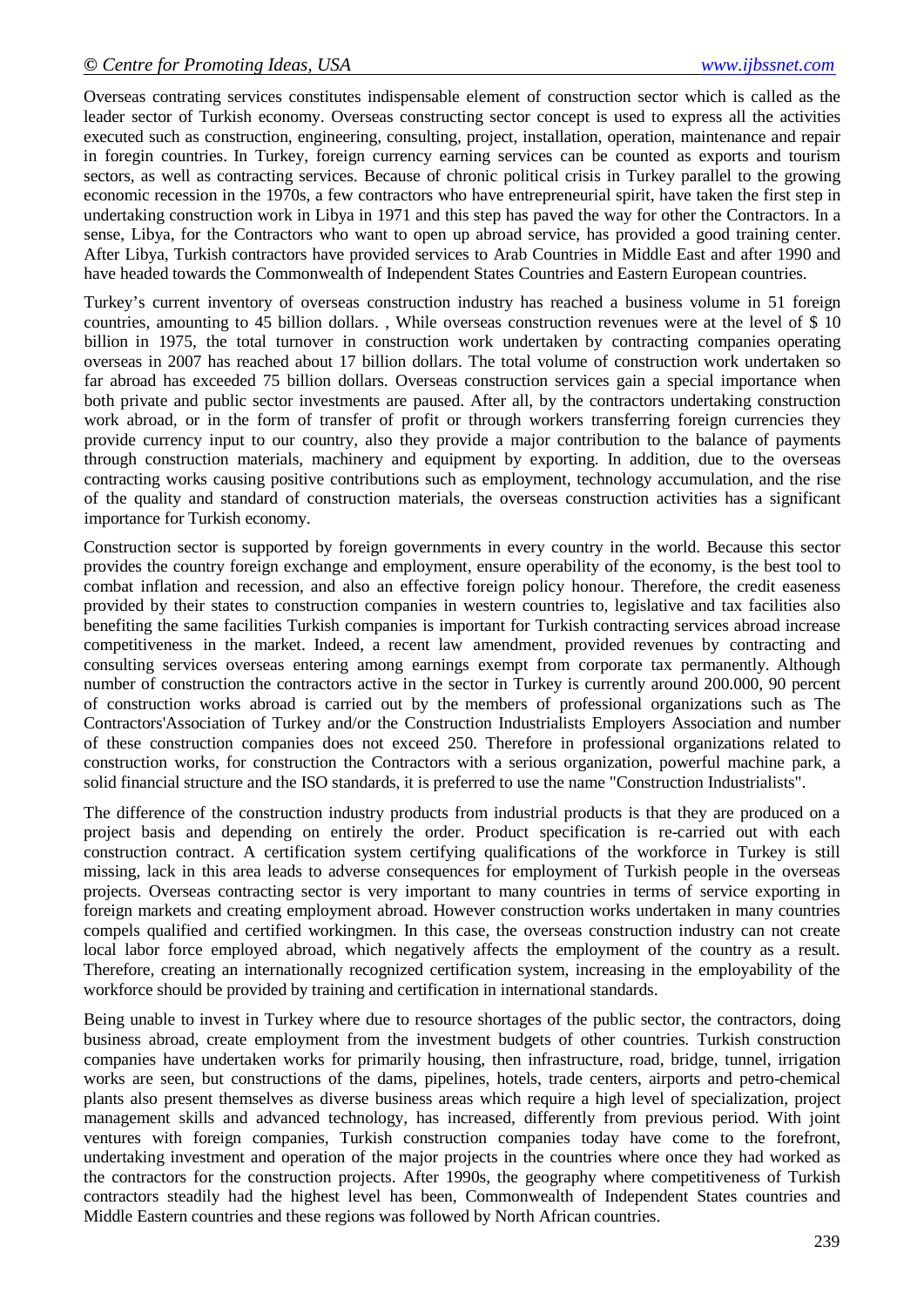Overseas contrating services constitutes indispensable element of construction sector which is called as the leader sector of Turkish economy. Overseas constructing sector concept is used to express all the activities executed such as construction, engineering, consulting, project, installation, operation, maintenance and repair in foregin countries. In Turkey, foreign currency earning services can be counted as exports and tourism sectors, as well as contracting services. Because of chronic political crisis in Turkey parallel to the growing economic recession in the 1970s, a few contractors who have entrepreneurial spirit, have taken the first step in undertaking construction work in Libya in 1971 and this step has paved the way for other the Contractors. In a sense, Libya, for the Contractors who want to open up abroad service, has provided a good training center. After Libya, Turkish contractors have provided services to Arab Countries in Middle East and after 1990 and have headed towards the Commonwealth of Independent States Countries and Eastern European countries.

Turkey's current inventory of overseas construction industry has reached a business volume in 51 foreign countries, amounting to 45 billion dollars. , While overseas construction revenues were at the level of $ 10 billion in 1975, the total turnover in construction work undertaken by contracting companies operating overseas in 2007 has reached about 17 billion dollars. The total volume of construction work undertaken so far abroad has exceeded 75 billion dollars. Overseas construction services gain a special importance when both private and public sector investments are paused. After all, by the contractors undertaking construction work abroad, or in the form of transfer of profit or through workers transferring foreign currencies they provide currency input to our country, also they provide a major contribution to the balance of payments through construction materials, machinery and equipment by exporting. In addition, due to the overseas contracting works causing positive contributions such as employment, technology accumulation, and the rise of the quality and standard of construction materials, the overseas construction activities has a significant importance for Turkish economy.

Construction sector is supported by foreign governments in every country in the world. Because this sector provides the country foreign exchange and employment, ensure operability of the economy, is the best tool to combat inflation and recession, and also an effective foreign policy honour. Therefore, the credit easeness provided by their states to construction companies in western countries to, legislative and tax facilities also benefiting the same facilities Turkish companies is important for Turkish contracting services abroad increase competitiveness in the market. Indeed, a recent law amendment, provided revenues by contracting and consulting services overseas entering among earnings exempt from corporate tax permanently. Although number of construction the contractors active in the sector in Turkey is currently around 200.000, 90 percent of construction works abroad is carried out by the members of professional organizations such as The Contractors'Association of Turkey and/or the Construction Industrialists Employers Association and number of these construction companies does not exceed 250. Therefore in professional organizations related to construction works, for construction the Contractors with a serious organization, powerful machine park, a solid financial structure and the ISO standards, it is preferred to use the name "Construction Industrialists".

The difference of the construction industry products from industrial products is that they are produced on a project basis and depending on entirely the order. Product specification is re-carried out with each construction contract. A certification system certifying qualifications of the workforce in Turkey is still missing, lack in this area leads to adverse consequences for employment of Turkish people in the overseas projects. Overseas contracting sector is very important to many countries in terms of service exporting in foreign markets and creating employment abroad. However construction works undertaken in many countries compels qualified and certified workingmen. In this case, the overseas construction industry can not create local labor force employed abroad, which negatively affects the employment of the country as a result. Therefore, creating an internationally recognized certification system, increasing in the employability of the workforce should be provided by training and certification in international standards.

Being unable to invest in Turkey where due to resource shortages of the public sector, the contractors, doing business abroad, create employment from the investment budgets of other countries. Turkish construction companies have undertaken works for primarily housing, then infrastructure, road, bridge, tunnel, irrigation works are seen, but constructions of the dams, pipelines, hotels, trade centers, airports and petro-chemical plants also present themselves as diverse business areas which require a high level of specialization, project management skills and advanced technology, has increased, differently from previous period. With joint ventures with foreign companies, Turkish construction companies today have come to the forefront, undertaking investment and operation of the major projects in the countries where once they had worked as the contractors for the construction projects. After 1990s, the geography where competitiveness of Turkish contractors steadily had the highest level has been, Commonwealth of Independent States countries and Middle Eastern countries and these regions was followed by North African countries.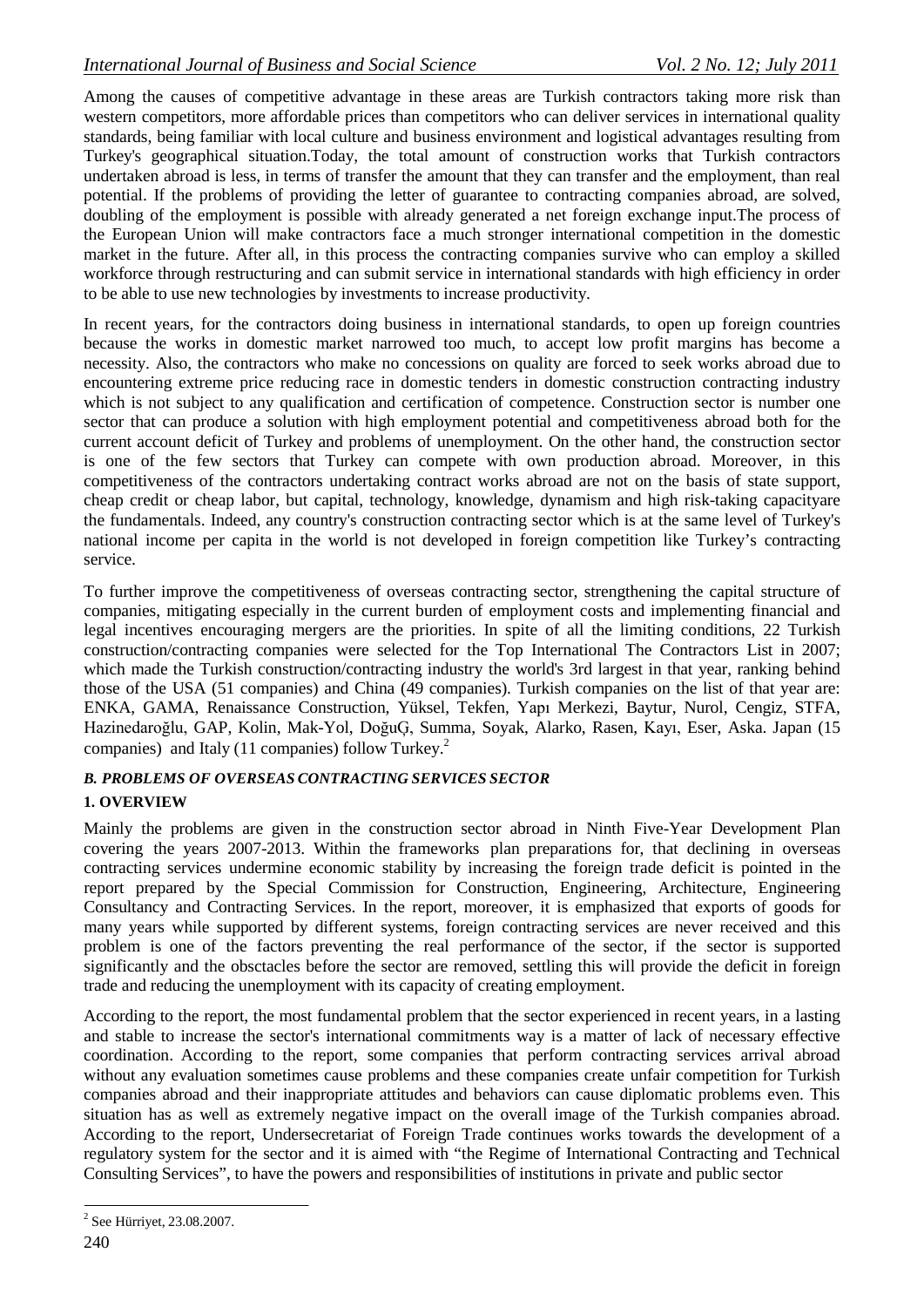Among the causes of competitive advantage in these areas are Turkish contractors taking more risk than western competitors, more affordable prices than competitors who can deliver services in international quality standards, being familiar with local culture and business environment and logistical advantages resulting from Turkey's geographical situation.Today, the total amount of construction works that Turkish contractors undertaken abroad is less, in terms of transfer the amount that they can transfer and the employment, than real potential. If the problems of providing the letter of guarantee to contracting companies abroad, are solved, doubling of the employment is possible with already generated a net foreign exchange input.The process of the European Union will make contractors face a much stronger international competition in the domestic market in the future. After all, in this process the contracting companies survive who can employ a skilled workforce through restructuring and can submit service in international standards with high efficiency in order to be able to use new technologies by investments to increase productivity.

In recent years, for the contractors doing business in international standards, to open up foreign countries because the works in domestic market narrowed too much, to accept low profit margins has become a necessity. Also, the contractors who make no concessions on quality are forced to seek works abroad due to encountering extreme price reducing race in domestic tenders in domestic construction contracting industry which is not subject to any qualification and certification of competence. Construction sector is number one sector that can produce a solution with high employment potential and competitiveness abroad both for the current account deficit of Turkey and problems of unemployment. On the other hand, the construction sector is one of the few sectors that Turkey can compete with own production abroad. Moreover, in this competitiveness of the contractors undertaking contract works abroad are not on the basis of state support, cheap credit or cheap labor, but capital, technology, knowledge, dynamism and high risk-taking capacityare the fundamentals. Indeed, any country's construction contracting sector which is at the same level of Turkey's national income per capita in the world is not developed in foreign competition like Turkey's contracting service.

To further improve the competitiveness of overseas contracting sector, strengthening the capital structure of companies, mitigating especially in the current burden of employment costs and implementing financial and legal incentives encouraging mergers are the priorities. In spite of all the limiting conditions, 22 Turkish construction/contracting companies were selected for the Top International The Contractors List in 2007; which made the Turkish construction/contracting industry the world's 3rd largest in that year, ranking behind those of the USA (51 companies) and China (49 companies). Turkish companies on the list of that year are: ENKA, GAMA, Renaissance Construction, Yüksel, Tekfen, Yapı Merkezi, Baytur, Nurol, Cengiz, STFA, Hazinedaroğlu, GAP, Kolin, Mak-Yol, DoğuǤ, Summa, Soyak, Alarko, Rasen, Kayı, Eser, Aska. Japan (15 companies) and Italy (11 companies) follow Turkey.[2]

### *B. PROBLEMS OF OVERSEAS CONTRACTING SERVICES SECTOR*

#### 1. OVERVIEW

Mainly the problems are given in the construction sector abroad in Ninth Five-Year Development Plan covering the years 2007-2013. Within the frameworks plan preparations for, that declining in overseas contracting services undermine economic stability by increasing the foreign trade deficit is pointed in the report prepared by the Special Commission for Construction, Engineering, Architecture, Engineering Consultancy and Contracting Services. In the report, moreover, it is emphasized that exports of goods for many years while supported by different systems, foreign contracting services are never received and this problem is one of the factors preventing the real performance of the sector, if the sector is supported significantly and the obsctacles before the sector are removed, settling this will provide the deficit in foreign trade and reducing the unemployment with its capacity of creating employment.

According to the report, the most fundamental problem that the sector experienced in recent years, in a lasting and stable to increase the sector's international commitments way is a matter of lack of necessary effective coordination. According to the report, some companies that perform contracting services arrival abroad without any evaluation sometimes cause problems and these companies create unfair competition for Turkish companies abroad and their inappropriate attitudes and behaviors can cause diplomatic problems even. This situation has as well as extremely negative impact on the overall image of the Turkish companies abroad. According to the report, Undersecretariat of Foreign Trade continues works towards the development of a regulatory system for the sector and it is aimed with "the Regime of International Contracting and Technical Consulting Services", to have the powers and responsibilities of institutions in private and public sector

[2] See Hürriyet, 23.08.2007.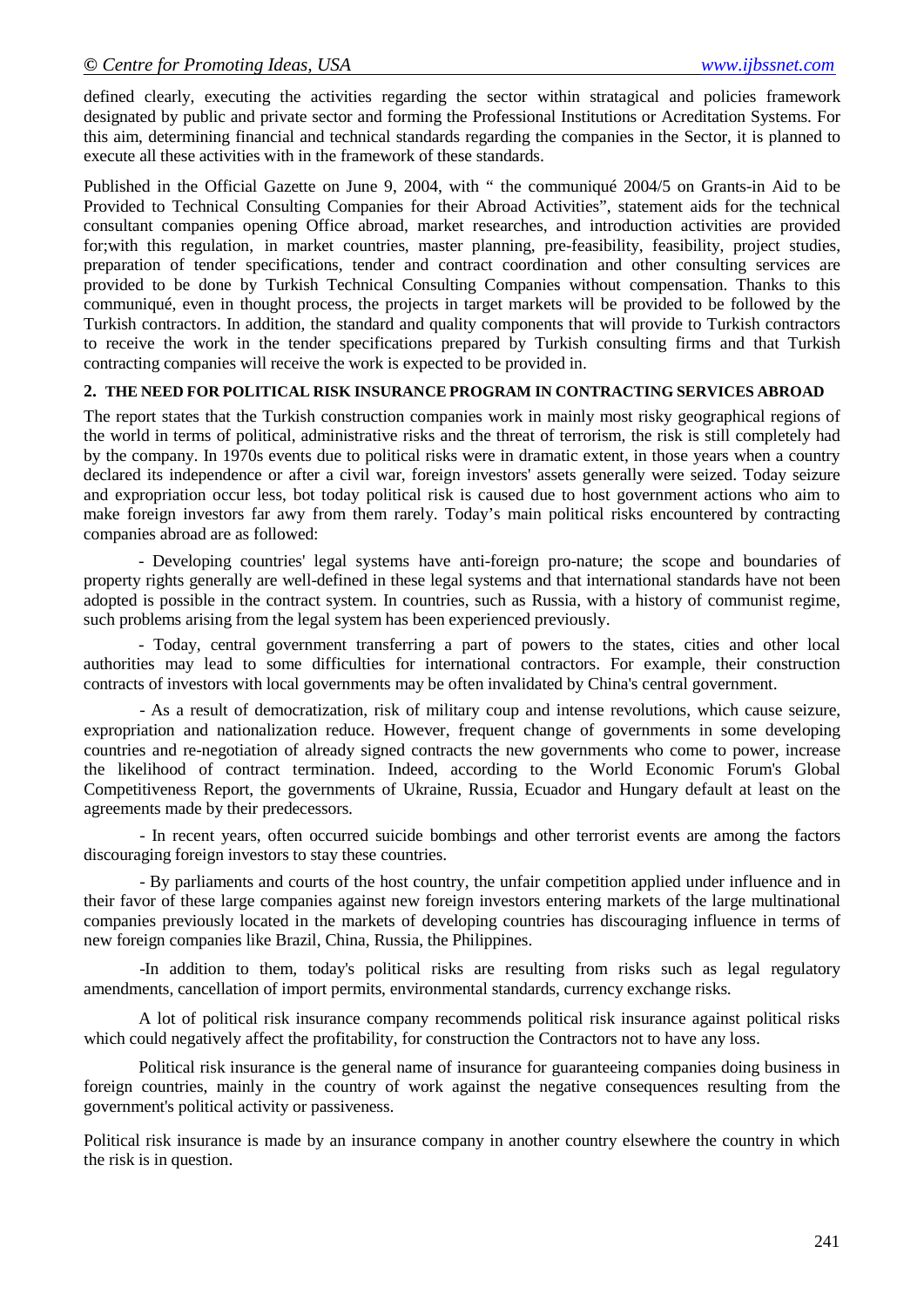defined clearly, executing the activities regarding the sector within stratagical and policies framework designated by public and private sector and forming the Professional Institutions or Acreditation Systems. For this aim, determining financial and technical standards regarding the companies in the Sector, it is planned to execute all these activities with in the framework of these standards.

Published in the Official Gazette on June 9, 2004, with " the communiqué 2004/5 on Grants-in Aid to be Provided to Technical Consulting Companies for their Abroad Activities", statement aids for the technical consultant companies opening Office abroad, market researches, and introduction activities are provided for;with this regulation, in market countries, master planning, pre-feasibility, feasibility, project studies, preparation of tender specifications, tender and contract coordination and other consulting services are provided to be done by Turkish Technical Consulting Companies without compensation. Thanks to this communiqué, even in thought process, the projects in target markets will be provided to be followed by the Turkish contractors. In addition, the standard and quality components that will provide to Turkish contractors to receive the work in the tender specifications prepared by Turkish consulting firms and that Turkish contracting companies will receive the work is expected to be provided in.

## 2. THE NEED FOR POLITICAL RISK INSURANCE PROGRAM IN CONTRACTING SERVICES ABROAD

The report states that the Turkish construction companies work in mainly most risky geographical regions of the world in terms of political, administrative risks and the threat of terrorism, the risk is still completely had by the company. In 1970s events due to political risks were in dramatic extent, in those years when a country declared its independence or after a civil war, foreign investors' assets generally were seized. Today seizure and expropriation occur less, bot today political risk is caused due to host government actions who aim to make foreign investors far awy from them rarely. Today's main political risks encountered by contracting companies abroad are as followed:

- Developing countries' legal systems have anti-foreign pro-nature; the scope and boundaries of property rights generally are well-defined in these legal systems and that international standards have not been adopted is possible in the contract system. In countries, such as Russia, with a history of communist regime, such problems arising from the legal system has been experienced previously.

- Today, central government transferring a part of powers to the states, cities and other local authorities may lead to some difficulties for international contractors. For example, their construction contracts of investors with local governments may be often invalidated by China's central government.

- As a result of democratization, risk of military coup and intense revolutions, which cause seizure, expropriation and nationalization reduce. However, frequent change of governments in some developing countries and re-negotiation of already signed contracts the new governments who come to power, increase the likelihood of contract termination. Indeed, according to the World Economic Forum's Global Competitiveness Report, the governments of Ukraine, Russia, Ecuador and Hungary default at least on the agreements made by their predecessors.

- In recent years, often occurred suicide bombings and other terrorist events are among the factors discouraging foreign investors to stay these countries.

- By parliaments and courts of the host country, the unfair competition applied under influence and in their favor of these large companies against new foreign investors entering markets of the large multinational companies previously located in the markets of developing countries has discouraging influence in terms of new foreign companies like Brazil, China, Russia, the Philippines.

-In addition to them, today's political risks are resulting from risks such as legal regulatory amendments, cancellation of import permits, environmental standards, currency exchange risks.

A lot of political risk insurance company recommends political risk insurance against political risks which could negatively affect the profitability, for construction the Contractors not to have any loss.

Political risk insurance is the general name of insurance for guaranteeing companies doing business in foreign countries, mainly in the country of work against the negative consequences resulting from the government's political activity or passiveness.

Political risk insurance is made by an insurance company in another country elsewhere the country in which the risk is in question.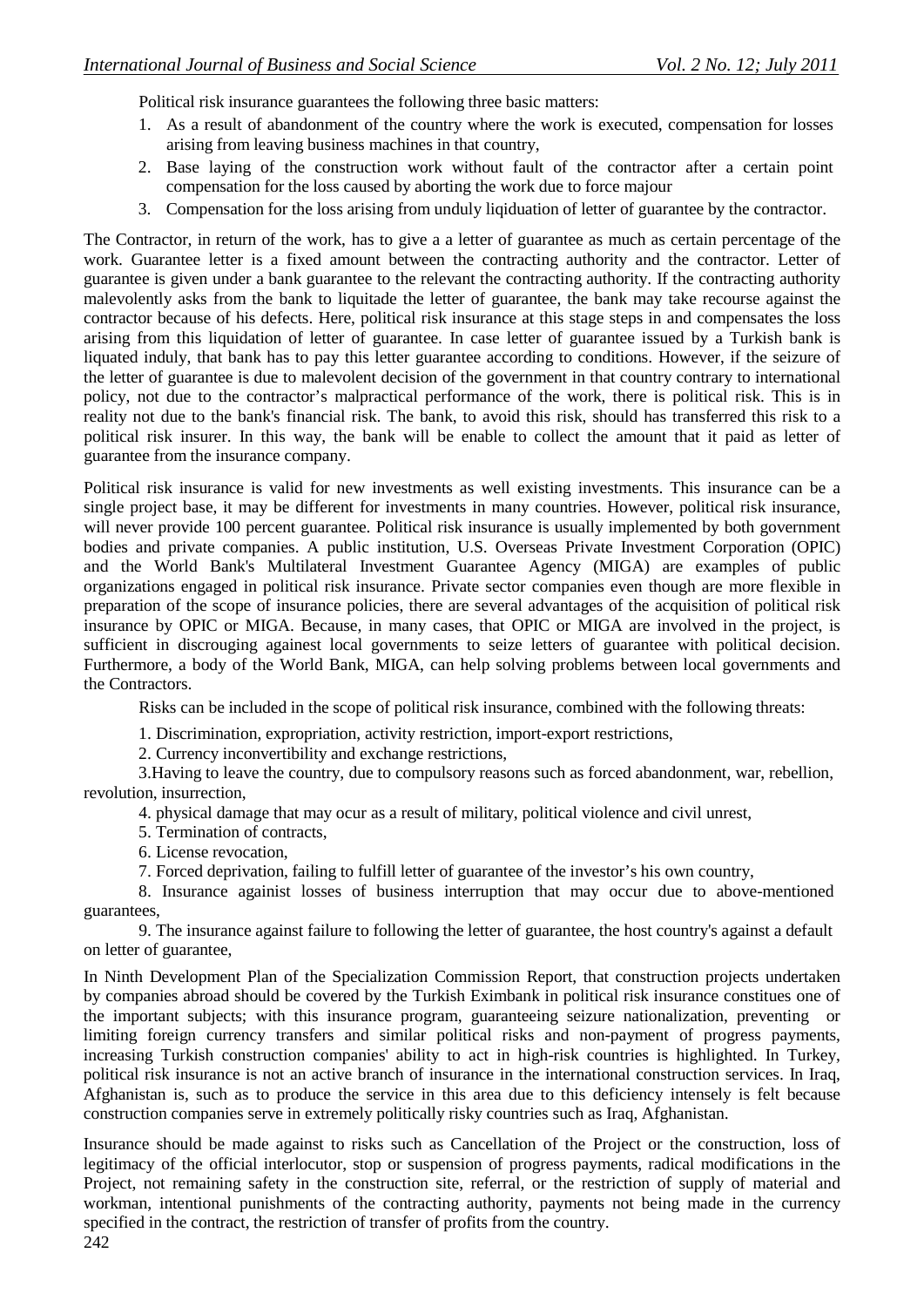Political risk insurance guarantees the following three basic matters:

1. As a result of abandonment of the country where the work is executed, compensation for losses arising from leaving business machines in that country,
2. Base laying of the construction work without fault of the contractor after a certain point compensation for the loss caused by aborting the work due to force majour
3. Compensation for the loss arising from unduly liqiduation of letter of guarantee by the contractor.

The Contractor, in return of the work, has to give a a letter of guarantee as much as certain percentage of the work. Guarantee letter is a fixed amount between the contracting authority and the contractor. Letter of guarantee is given under a bank guarantee to the relevant the contracting authority. If the contracting authority malevolently asks from the bank to liquitade the letter of guarantee, the bank may take recourse against the contractor because of his defects. Here, political risk insurance at this stage steps in and compensates the loss arising from this liquidation of letter of guarantee. In case letter of guarantee issued by a Turkish bank is liquated induly, that bank has to pay this letter guarantee according to conditions. However, if the seizure of the letter of guarantee is due to malevolent decision of the government in that country contrary to international policy, not due to the contractor's malpractical performance of the work, there is political risk. This is in reality not due to the bank's financial risk. The bank, to avoid this risk, should has transferred this risk to a political risk insurer. In this way, the bank will be enable to collect the amount that it paid as letter of guarantee from the insurance company.

Political risk insurance is valid for new investments as well existing investments. This insurance can be a single project base, it may be different for investments in many countries. However, political risk insurance, will never provide 100 percent guarantee. Political risk insurance is usually implemented by both government bodies and private companies. A public institution, U.S. Overseas Private Investment Corporation (OPIC) and the World Bank's Multilateral Investment Guarantee Agency (MIGA) are examples of public organizations engaged in political risk insurance. Private sector companies even though are more flexible in preparation of the scope of insurance policies, there are several advantages of the acquisition of political risk insurance by OPIC or MIGA. Because, in many cases, that OPIC or MIGA are involved in the project, is sufficient in discrouging againest local governments to seize letters of guarantee with political decision. Furthermore, a body of the World Bank, MIGA, can help solving problems between local governments and the Contractors.

Risks can be included in the scope of political risk insurance, combined with the following threats:

1. Discrimination, expropriation, activity restriction, import-export restrictions,

2. Currency inconvertibility and exchange restrictions,

3.Having to leave the country, due to compulsory reasons such as forced abandonment, war, rebellion, revolution, insurrection,

4. physical damage that may ocur as a result of military, political violence and civil unrest,

5. Termination of contracts,

6. License revocation,

7. Forced deprivation, failing to fulfill letter of guarantee of the investor's his own country,

8. Insurance againist losses of business interruption that may occur due to above-mentioned guarantees,

9. The insurance against failure to following the letter of guarantee, the host country's against a default on letter of guarantee,

In Ninth Development Plan of the Specialization Commission Report, that construction projects undertaken by companies abroad should be covered by the Turkish Eximbank in political risk insurance constitues one of the important subjects; with this insurance program, guaranteeing seizure nationalization, preventing or limiting foreign currency transfers and similar political risks and non-payment of progress payments, increasing Turkish construction companies' ability to act in high-risk countries is highlighted. In Turkey, political risk insurance is not an active branch of insurance in the international construction services. In Iraq, Afghanistan is, such as to produce the service in this area due to this deficiency intensely is felt because construction companies serve in extremely politically risky countries such as Iraq, Afghanistan.

Insurance should be made against to risks such as Cancellation of the Project or the construction, loss of legitimacy of the official interlocutor, stop or suspension of progress payments, radical modifications in the Project, not remaining safety in the construction site, referral, or the restriction of supply of material and workman, intentional punishments of the contracting authority, payments not being made in the currency specified in the contract, the restriction of transfer of profits from the country.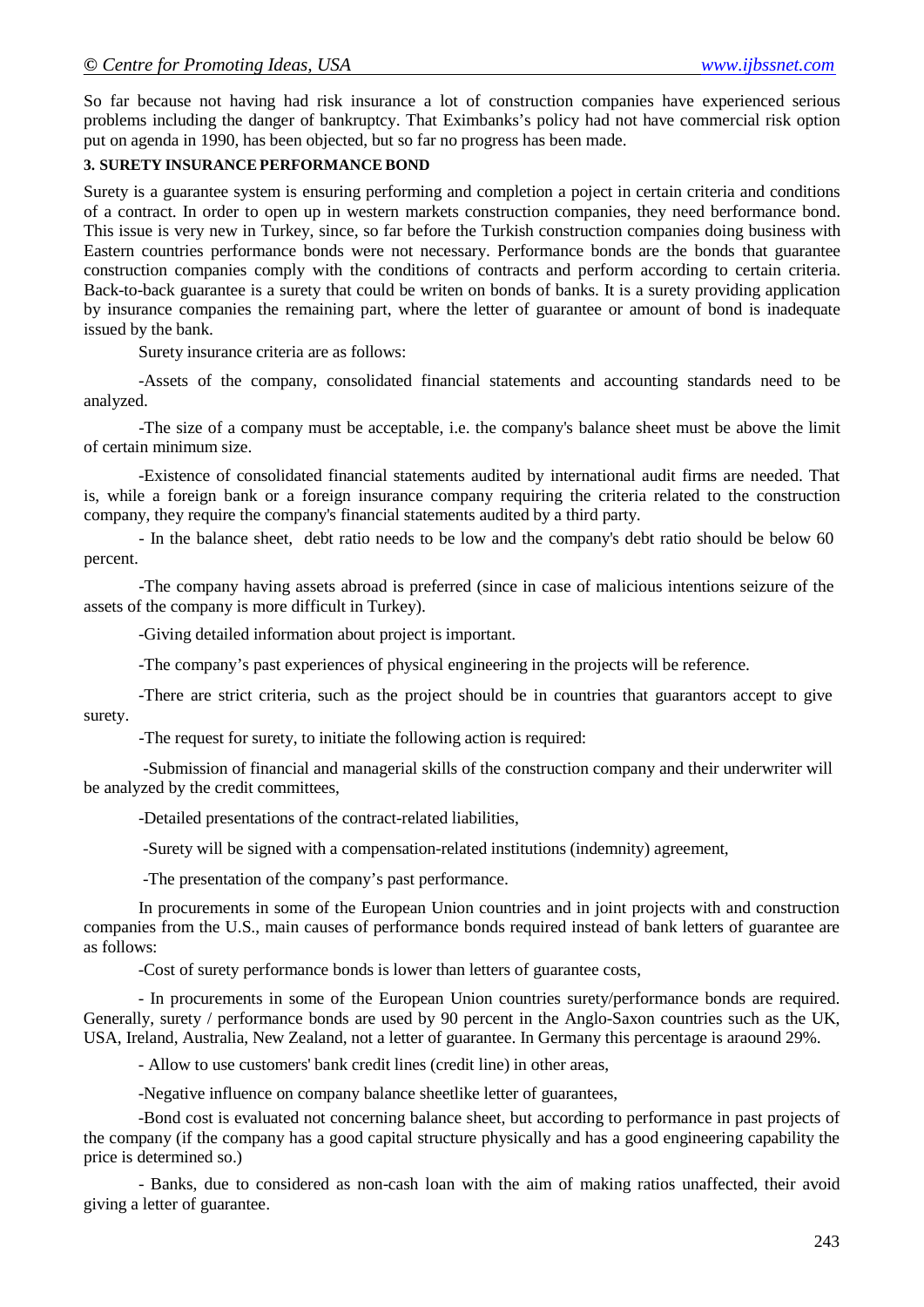So far because not having had risk insurance a lot of construction companies have experienced serious problems including the danger of bankruptcy. That Eximbanks's policy had not have commercial risk option put on agenda in 1990, has been objected, but so far no progress has been made.

### 3. SURETY INSURANCE PERFORMANCE BOND

Surety is a guarantee system is ensuring performing and completion a poject in certain criteria and conditions of a contract. In order to open up in western markets construction companies, they need berformance bond. This issue is very new in Turkey, since, so far before the Turkish construction companies doing business with Eastern countries performance bonds were not necessary. Performance bonds are the bonds that guarantee construction companies comply with the conditions of contracts and perform according to certain criteria. Back-to-back guarantee is a surety that could be writen on bonds of banks. It is a surety providing application by insurance companies the remaining part, where the letter of guarantee or amount of bond is inadequate issued by the bank.

Surety insurance criteria are as follows:

-Assets of the company, consolidated financial statements and accounting standards need to be analyzed.

-The size of a company must be acceptable, i.e. the company's balance sheet must be above the limit of certain minimum size.

-Existence of consolidated financial statements audited by international audit firms are needed. That is, while a foreign bank or a foreign insurance company requiring the criteria related to the construction company, they require the company's financial statements audited by a third party.

- In the balance sheet, debt ratio needs to be low and the company's debt ratio should be below 60 percent.

-The company having assets abroad is preferred (since in case of malicious intentions seizure of the assets of the company is more difficult in Turkey).

-Giving detailed information about project is important.

-The company's past experiences of physical engineering in the projects will be reference.

-There are strict criteria, such as the project should be in countries that guarantors accept to give surety.

-The request for surety, to initiate the following action is required:

-Submission of financial and managerial skills of the construction company and their underwriter will be analyzed by the credit committees,

-Detailed presentations of the contract-related liabilities,

-Surety will be signed with a compensation-related institutions (indemnity) agreement,

-The presentation of the company's past performance.

In procurements in some of the European Union countries and in joint projects with and construction companies from the U.S., main causes of performance bonds required instead of bank letters of guarantee are as follows:

-Cost of surety performance bonds is lower than letters of guarantee costs,

- In procurements in some of the European Union countries surety/performance bonds are required. Generally, surety / performance bonds are used by 90 percent in the Anglo-Saxon countries such as the UK, USA, Ireland, Australia, New Zealand, not a letter of guarantee. In Germany this percentage is araound 29%.

- Allow to use customers' bank credit lines (credit line) in other areas,

-Negative influence on company balance sheetlike letter of guarantees,

-Bond cost is evaluated not concerning balance sheet, but according to performance in past projects of the company (if the company has a good capital structure physically and has a good engineering capability the price is determined so.)

- Banks, due to considered as non-cash loan with the aim of making ratios unaffected, their avoid giving a letter of guarantee.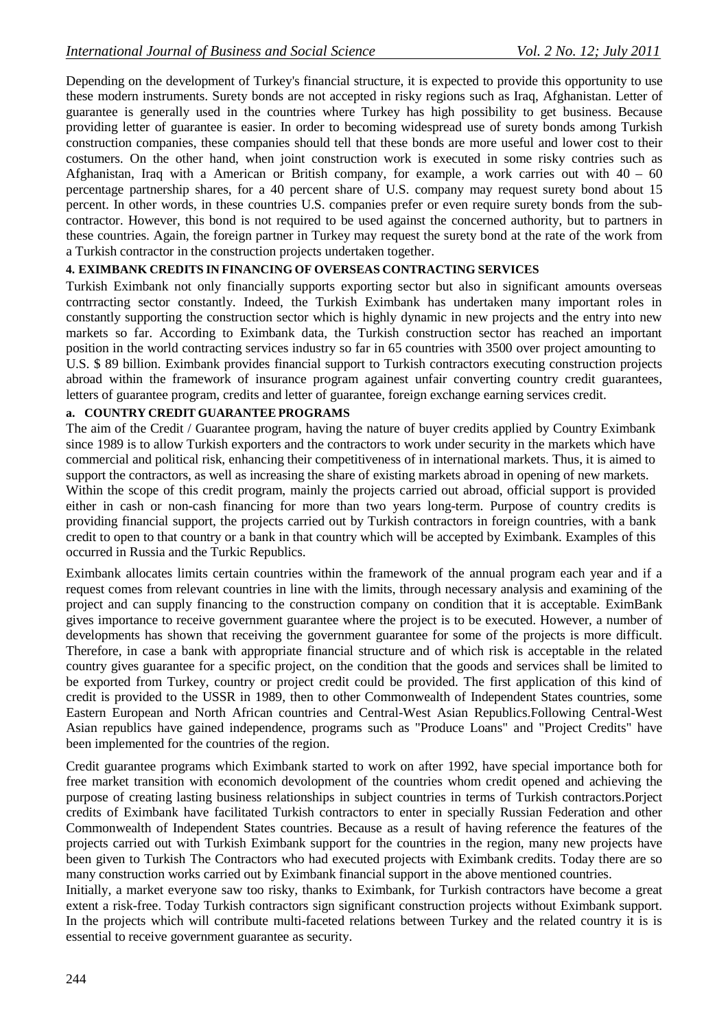Depending on the development of Turkey's financial structure, it is expected to provide this opportunity to use these modern instruments. Surety bonds are not accepted in risky regions such as Iraq, Afghanistan. Letter of guarantee is generally used in the countries where Turkey has high possibility to get business. Because providing letter of guarantee is easier. In order to becoming widespread use of surety bonds among Turkish construction companies, these companies should tell that these bonds are more useful and lower cost to their costumers. On the other hand, when joint construction work is executed in some risky contries such as Afghanistan, Iraq with a American or British company, for example, a work carries out with 40 – 60 percentage partnership shares, for a 40 percent share of U.S. company may request surety bond about 15 percent. In other words, in these countries U.S. companies prefer or even require surety bonds from the sub-contractor. However, this bond is not required to be used against the concerned authority, but to partners in these countries. Again, the foreign partner in Turkey may request the surety bond at the rate of the work from a Turkish contractor in the construction projects undertaken together.

## 4. EXIMBANK CREDITS IN FINANCING OF OVERSEAS CONTRACTING SERVICES

Turkish Eximbank not only financially supports exporting sector but also in significant amounts overseas contrracting sector constantly. Indeed, the Turkish Eximbank has undertaken many important roles in constantly supporting the construction sector which is highly dynamic in new projects and the entry into new markets so far. According to Eximbank data, the Turkish construction sector has reached an important position in the world contracting services industry so far in 65 countries with 3500 over project amounting to U.S. $ 89 billion. Eximbank provides financial support to Turkish contractors executing construction projects abroad within the framework of insurance program againest unfair converting country credit guarantees, letters of guarantee program, credits and letter of guarantee, foreign exchange earning services credit.

### a. COUNTRY CREDIT GUARANTEE PROGRAMS

The aim of the Credit / Guarantee program, having the nature of buyer credits applied by Country Eximbank since 1989 is to allow Turkish exporters and the contractors to work under security in the markets which have commercial and political risk, enhancing their competitiveness of in international markets. Thus, it is aimed to support the contractors, as well as increasing the share of existing markets abroad in opening of new markets.

Within the scope of this credit program, mainly the projects carried out abroad, official support is provided either in cash or non-cash financing for more than two years long-term. Purpose of country credits is providing financial support, the projects carried out by Turkish contractors in foreign countries, with a bank credit to open to that country or a bank in that country which will be accepted by Eximbank. Examples of this occurred in Russia and the Turkic Republics.

Eximbank allocates limits certain countries within the framework of the annual program each year and if a request comes from relevant countries in line with the limits, through necessary analysis and examining of the project and can supply financing to the construction company on condition that it is acceptable. EximBank gives importance to receive government guarantee where the project is to be executed. However, a number of developments has shown that receiving the government guarantee for some of the projects is more difficult. Therefore, in case a bank with appropriate financial structure and of which risk is acceptable in the related country gives guarantee for a specific project, on the condition that the goods and services shall be limited to be exported from Turkey, country or project credit could be provided. The first application of this kind of credit is provided to the USSR in 1989, then to other Commonwealth of Independent States countries, some Eastern European and North African countries and Central-West Asian Republics.Following Central-West Asian republics have gained independence, programs such as "Produce Loans" and "Project Credits" have been implemented for the countries of the region.

Credit guarantee programs which Eximbank started to work on after 1992, have special importance both for free market transition with economich devolopment of the countries whom credit opened and achieving the purpose of creating lasting business relationships in subject countries in terms of Turkish contractors.Porject credits of Eximbank have facilitated Turkish contractors to enter in specially Russian Federation and other Commonwealth of Independent States countries. Because as a result of having reference the features of the projects carried out with Turkish Eximbank support for the countries in the region, many new projects have been given to Turkish The Contractors who had executed projects with Eximbank credits. Today there are so many construction works carried out by Eximbank financial support in the above mentioned countries.

Initially, a market everyone saw too risky, thanks to Eximbank, for Turkish contractors have become a great extent a risk-free. Today Turkish contractors sign significant construction projects without Eximbank support. In the projects which will contribute multi-faceted relations between Turkey and the related country it is is essential to receive government guarantee as security.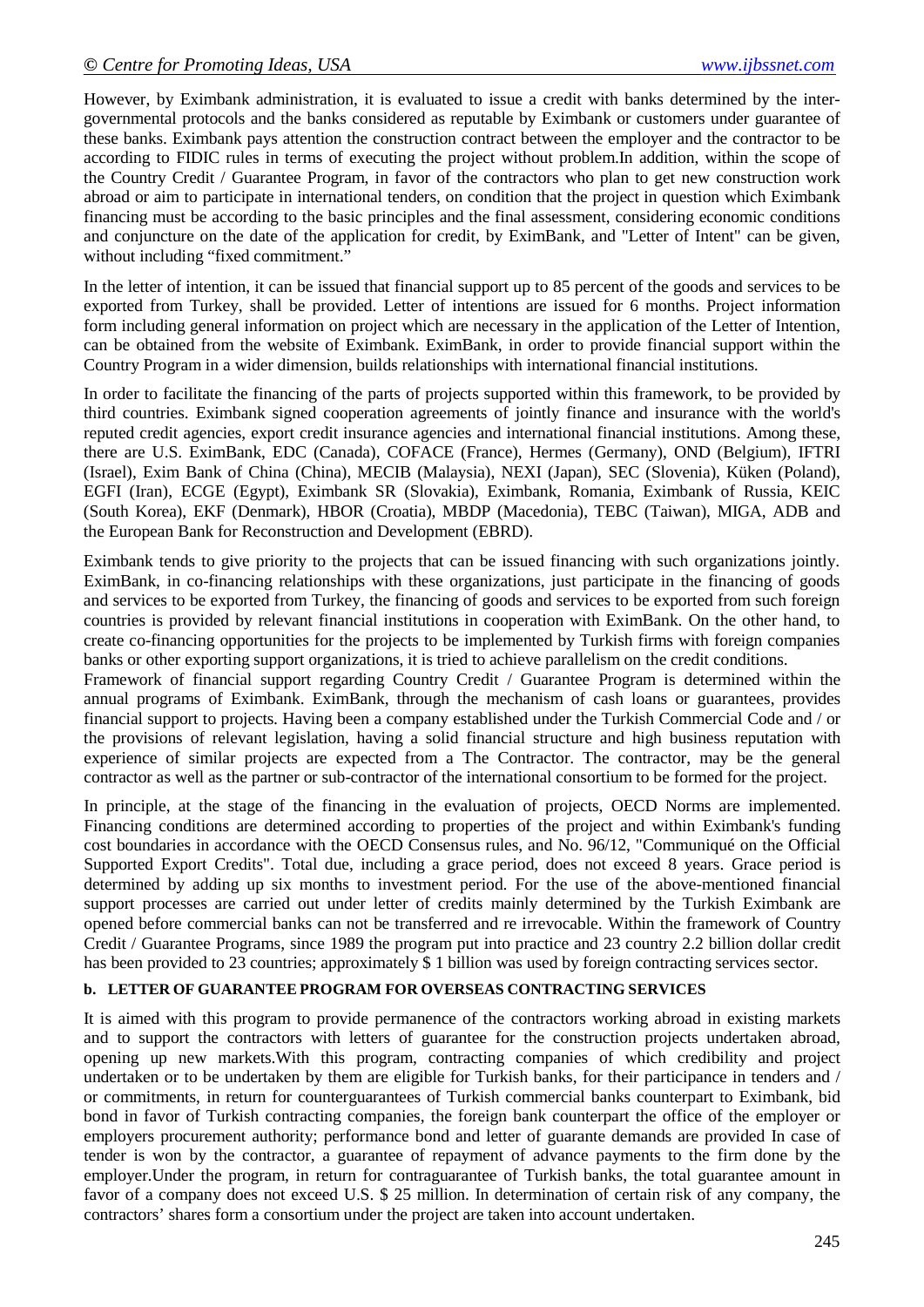However, by Eximbank administration, it is evaluated to issue a credit with banks determined by the inter-governmental protocols and the banks considered as reputable by Eximbank or customers under guarantee of these banks. Eximbank pays attention the construction contract between the employer and the contractor to be according to FIDIC rules in terms of executing the project without problem.In addition, within the scope of the Country Credit / Guarantee Program, in favor of the contractors who plan to get new construction work abroad or aim to participate in international tenders, on condition that the project in question which Eximbank financing must be according to the basic principles and the final assessment, considering economic conditions and conjuncture on the date of the application for credit, by EximBank, and "Letter of Intent" can be given, without including "fixed commitment."

In the letter of intention, it can be issued that financial support up to 85 percent of the goods and services to be exported from Turkey, shall be provided. Letter of intentions are issued for 6 months. Project information form including general information on project which are necessary in the application of the Letter of Intention, can be obtained from the website of Eximbank. EximBank, in order to provide financial support within the Country Program in a wider dimension, builds relationships with international financial institutions.

In order to facilitate the financing of the parts of projects supported within this framework, to be provided by third countries. Eximbank signed cooperation agreements of jointly finance and insurance with the world's reputed credit agencies, export credit insurance agencies and international financial institutions. Among these, there are U.S. EximBank, EDC (Canada), COFACE (France), Hermes (Germany), OND (Belgium), IFTRI (Israel), Exim Bank of China (China), MECIB (Malaysia), NEXI (Japan), SEC (Slovenia), Küken (Poland), EGFI (Iran), ECGE (Egypt), Eximbank SR (Slovakia), Eximbank, Romania, Eximbank of Russia, KEIC (South Korea), EKF (Denmark), HBOR (Croatia), MBDP (Macedonia), TEBC (Taiwan), MIGA, ADB and the European Bank for Reconstruction and Development (EBRD).

Eximbank tends to give priority to the projects that can be issued financing with such organizations jointly. EximBank, in co-financing relationships with these organizations, just participate in the financing of goods and services to be exported from Turkey, the financing of goods and services to be exported from such foreign countries is provided by relevant financial institutions in cooperation with EximBank. On the other hand, to create co-financing opportunities for the projects to be implemented by Turkish firms with foreign companies banks or other exporting support organizations, it is tried to achieve parallelism on the credit conditions.
Framework of financial support regarding Country Credit / Guarantee Program is determined within the annual programs of Eximbank. EximBank, through the mechanism of cash loans or guarantees, provides financial support to projects. Having been a company established under the Turkish Commercial Code and / or the provisions of relevant legislation, having a solid financial structure and high business reputation with experience of similar projects are expected from a The Contractor. The contractor, may be the general contractor as well as the partner or sub-contractor of the international consortium to be formed for the project.

In principle, at the stage of the financing in the evaluation of projects, OECD Norms are implemented. Financing conditions are determined according to properties of the project and within Eximbank's funding cost boundaries in accordance with the OECD Consensus rules, and No. 96/12, "Communiqué on the Official Supported Export Credits". Total due, including a grace period, does not exceed 8 years. Grace period is determined by adding up six months to investment period. For the use of the above-mentioned financial support processes are carried out under letter of credits mainly determined by the Turkish Eximbank are opened before commercial banks can not be transferred and re irrevocable. Within the framework of Country Credit / Guarantee Programs, since 1989 the program put into practice and 23 country 2.2 billion dollar credit has been provided to 23 countries; approximately $ 1 billion was used by foreign contracting services sector.

**b. LETTER OF GUARANTEE PROGRAM FOR OVERSEAS CONTRACTING SERVICES**

It is aimed with this program to provide permanence of the contractors working abroad in existing markets and to support the contractors with letters of guarantee for the construction projects undertaken abroad, opening up new markets.With this program, contracting companies of which credibility and project undertaken or to be undertaken by them are eligible for Turkish banks, for their participance in tenders and / or commitments, in return for counterguarantees of Turkish commercial banks counterpart to Eximbank, bid bond in favor of Turkish contracting companies, the foreign bank counterpart the office of the employer or employers procurement authority; performance bond and letter of guarante demands are provided In case of tender is won by the contractor, a guarantee of repayment of advance payments to the firm done by the employer.Under the program, in return for contraguarantee of Turkish banks, the total guarantee amount in favor of a company does not exceed U.S. $ 25 million. In determination of certain risk of any company, the contractors' shares form a consortium under the project are taken into account undertaken.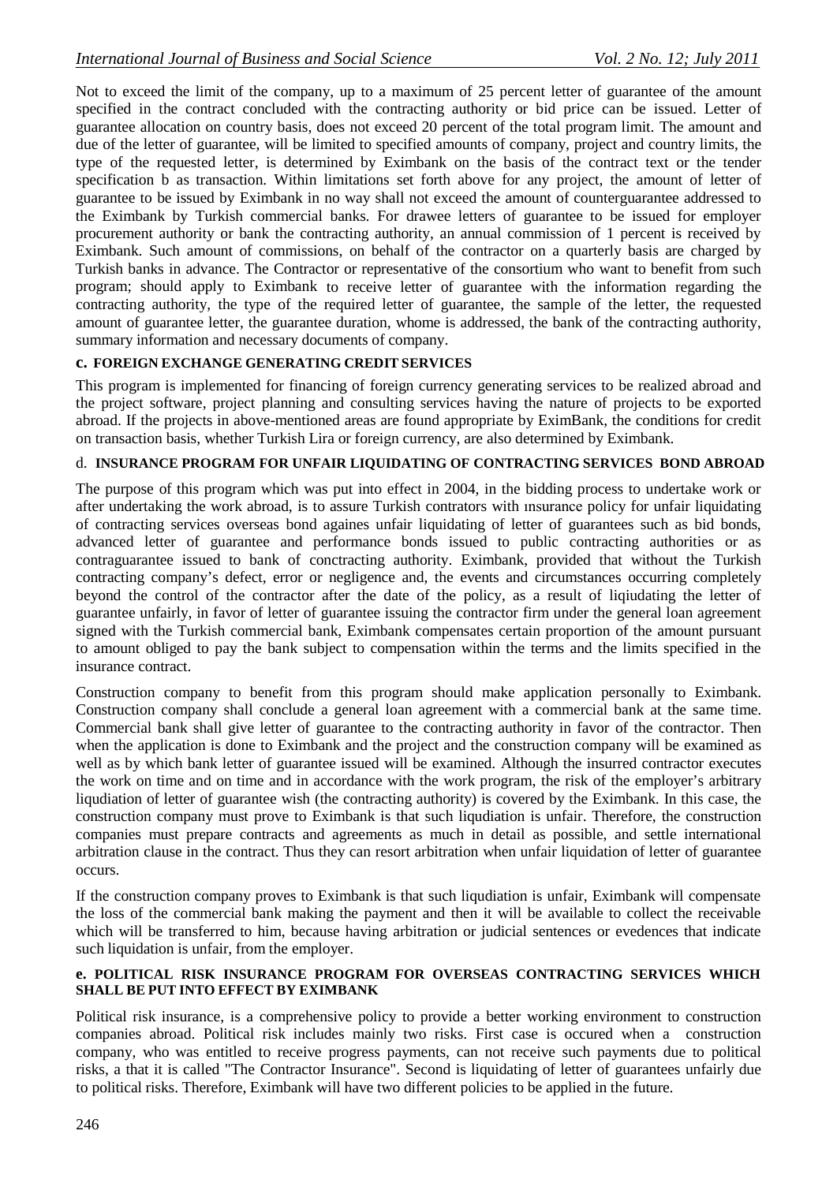Not to exceed the limit of the company, up to a maximum of 25 percent letter of guarantee of the amount specified in the contract concluded with the contracting authority or bid price can be issued. Letter of guarantee allocation on country basis, does not exceed 20 percent of the total program limit. The amount and due of the letter of guarantee, will be limited to specified amounts of company, project and country limits, the type of the requested letter, is determined by Eximbank on the basis of the contract text or the tender specification b as transaction. Within limitations set forth above for any project, the amount of letter of guarantee to be issued by Eximbank in no way shall not exceed the amount of counterguarantee addressed to the Eximbank by Turkish commercial banks. For drawee letters of guarantee to be issued for employer procurement authority or bank the contracting authority, an annual commission of 1 percent is received by Eximbank. Such amount of commissions, on behalf of the contractor on a quarterly basis are charged by Turkish banks in advance. The Contractor or representative of the consortium who want to benefit from such program; should apply to Eximbank to receive letter of guarantee with the information regarding the contracting authority, the type of the required letter of guarantee, the sample of the letter, the requested amount of guarantee letter, the guarantee duration, whome is addressed, the bank of the contracting authority, summary information and necessary documents of company.

#### c. FOREIGN EXCHANGE GENERATING CREDIT SERVICES

This program is implemented for financing of foreign currency generating services to be realized abroad and the project software, project planning and consulting services having the nature of projects to be exported abroad. If the projects in above-mentioned areas are found appropriate by EximBank, the conditions for credit on transaction basis, whether Turkish Lira or foreign currency, are also determined by Eximbank.

#### d. INSURANCE PROGRAM FOR UNFAIR LIQUIDATING OF CONTRACTING SERVICES BOND ABROAD

The purpose of this program which was put into effect in 2004, in the bidding process to undertake work or after undertaking the work abroad, is to assure Turkish contrators with ınsurance policy for unfair liquidating of contracting services overseas bond againes unfair liquidating of letter of guarantees such as bid bonds, advanced letter of guarantee and performance bonds issued to public contracting authorities or as contraguarantee issued to bank of conctracting authority. Eximbank, provided that without the Turkish contracting company's defect, error or negligence and, the events and circumstances occurring completely beyond the control of the contractor after the date of the policy, as a result of liqiudating the letter of guarantee unfairly, in favor of letter of guarantee issuing the contractor firm under the general loan agreement signed with the Turkish commercial bank, Eximbank compensates certain proportion of the amount pursuant to amount obliged to pay the bank subject to compensation within the terms and the limits specified in the insurance contract.

Construction company to benefit from this program should make application personally to Eximbank. Construction company shall conclude a general loan agreement with a commercial bank at the same time. Commercial bank shall give letter of guarantee to the contracting authority in favor of the contractor. Then when the application is done to Eximbank and the project and the construction company will be examined as well as by which bank letter of guarantee issued will be examined. Although the insurred contractor executes the work on time and on time and in accordance with the work program, the risk of the employer's arbitrary liqudiation of letter of guarantee wish (the contracting authority) is covered by the Eximbank. In this case, the construction company must prove to Eximbank is that such liqudiation is unfair. Therefore, the construction companies must prepare contracts and agreements as much in detail as possible, and settle international arbitration clause in the contract. Thus they can resort arbitration when unfair liquidation of letter of guarantee occurs.

If the construction company proves to Eximbank is that such liqudiation is unfair, Eximbank will compensate the loss of the commercial bank making the payment and then it will be available to collect the receivable which will be transferred to him, because having arbitration or judicial sentences or evedences that indicate such liquidation is unfair, from the employer.

#### e. POLITICAL RISK INSURANCE PROGRAM FOR OVERSEAS CONTRACTING SERVICES WHICH SHALL BE PUT INTO EFFECT BY EXIMBANK

Political risk insurance, is a comprehensive policy to provide a better working environment to construction companies abroad. Political risk includes mainly two risks. First case is occured when a construction company, who was entitled to receive progress payments, can not receive such payments due to political risks, a that it is called "The Contractor Insurance". Second is liquidating of letter of guarantees unfairly due to political risks. Therefore, Eximbank will have two different policies to be applied in the future.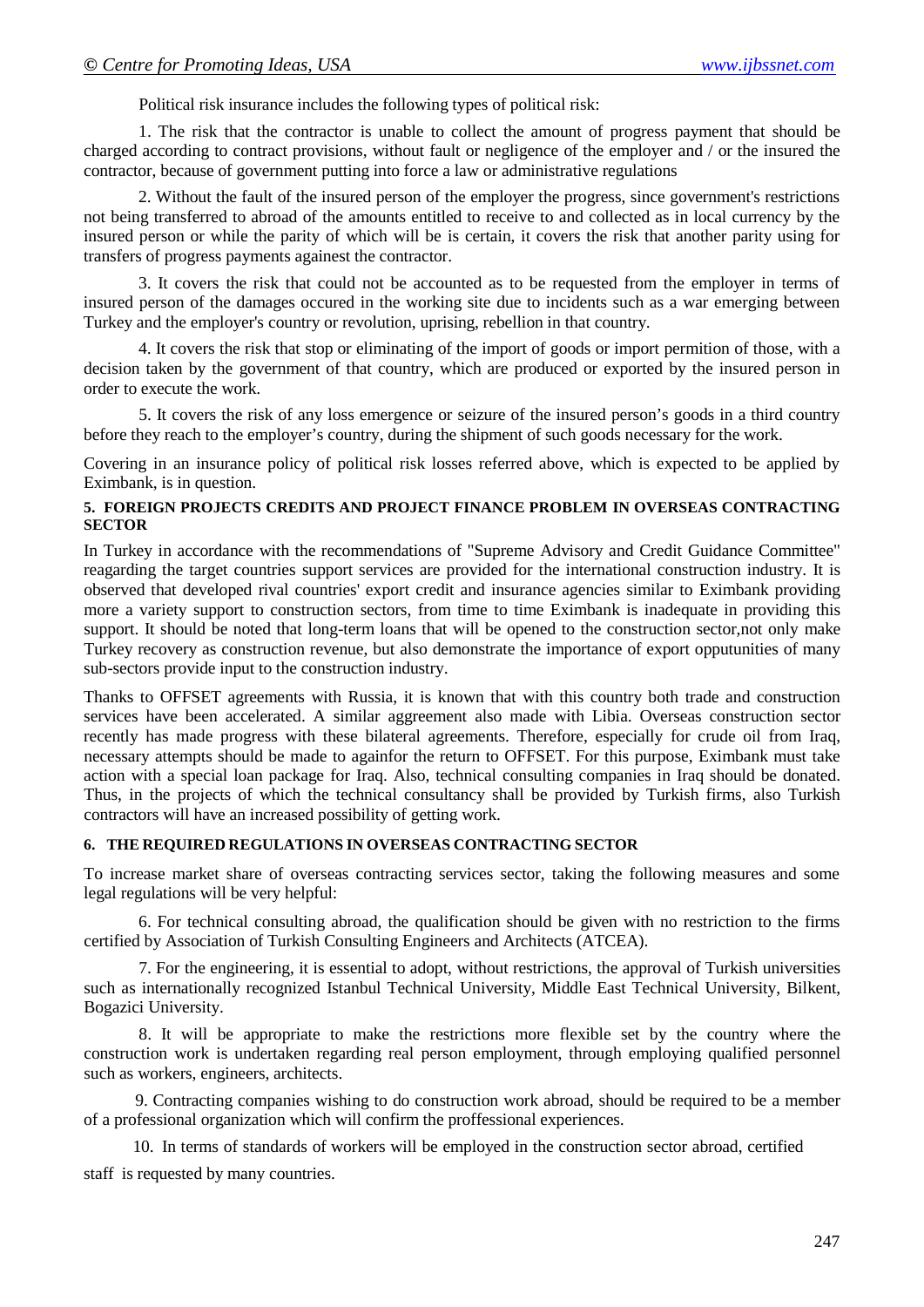Political risk insurance includes the following types of political risk:

1. The risk that the contractor is unable to collect the amount of progress payment that should be charged according to contract provisions, without fault or negligence of the employer and / or the insured the contractor, because of government putting into force a law or administrative regulations

2. Without the fault of the insured person of the employer the progress, since government's restrictions not being transferred to abroad of the amounts entitled to receive to and collected as in local currency by the insured person or while the parity of which will be is certain, it covers the risk that another parity using for transfers of progress payments againest the contractor.

3. It covers the risk that could not be accounted as to be requested from the employer in terms of insured person of the damages occured in the working site due to incidents such as a war emerging between Turkey and the employer's country or revolution, uprising, rebellion in that country.

4. It covers the risk that stop or eliminating of the import of goods or import permition of those, with a decision taken by the government of that country, which are produced or exported by the insured person in order to execute the work.

5. It covers the risk of any loss emergence or seizure of the insured person's goods in a third country before they reach to the employer's country, during the shipment of such goods necessary for the work.

Covering in an insurance policy of political risk losses referred above, which is expected to be applied by Eximbank, is in question.

## 5. FOREIGN PROJECTS CREDITS AND PROJECT FINANCE PROBLEM IN OVERSEAS CONTRACTING SECTOR

In Turkey in accordance with the recommendations of "Supreme Advisory and Credit Guidance Committee" reagarding the target countries support services are provided for the international construction industry. It is observed that developed rival countries' export credit and insurance agencies similar to Eximbank providing more a variety support to construction sectors, from time to time Eximbank is inadequate in providing this support. It should be noted that long-term loans that will be opened to the construction sector,not only make Turkey recovery as construction revenue, but also demonstrate the importance of export opputunities of many sub-sectors provide input to the construction industry.

Thanks to OFFSET agreements with Russia, it is known that with this country both trade and construction services have been accelerated. A similar aggreement also made with Libia. Overseas construction sector recently has made progress with these bilateral agreements. Therefore, especially for crude oil from Iraq, necessary attempts should be made to againfor the return to OFFSET. For this purpose, Eximbank must take action with a special loan package for Iraq. Also, technical consulting companies in Iraq should be donated. Thus, in the projects of which the technical consultancy shall be provided by Turkish firms, also Turkish contractors will have an increased possibility of getting work.

## 6. THE REQUIRED REGULATIONS IN OVERSEAS CONTRACTING SECTOR

To increase market share of overseas contracting services sector, taking the following measures and some legal regulations will be very helpful:

6. For technical consulting abroad, the qualification should be given with no restriction to the firms certified by Association of Turkish Consulting Engineers and Architects (ATCEA).

7. For the engineering, it is essential to adopt, without restrictions, the approval of Turkish universities such as internationally recognized Istanbul Technical University, Middle East Technical University, Bilkent, Bogazici University.

8. It will be appropriate to make the restrictions more flexible set by the country where the construction work is undertaken regarding real person employment, through employing qualified personnel such as workers, engineers, architects.

9. Contracting companies wishing to do construction work abroad, should be required to be a member of a professional organization which will confirm the proffessional experiences.

10. In terms of standards of workers will be employed in the construction sector abroad, certified staff is requested by many countries.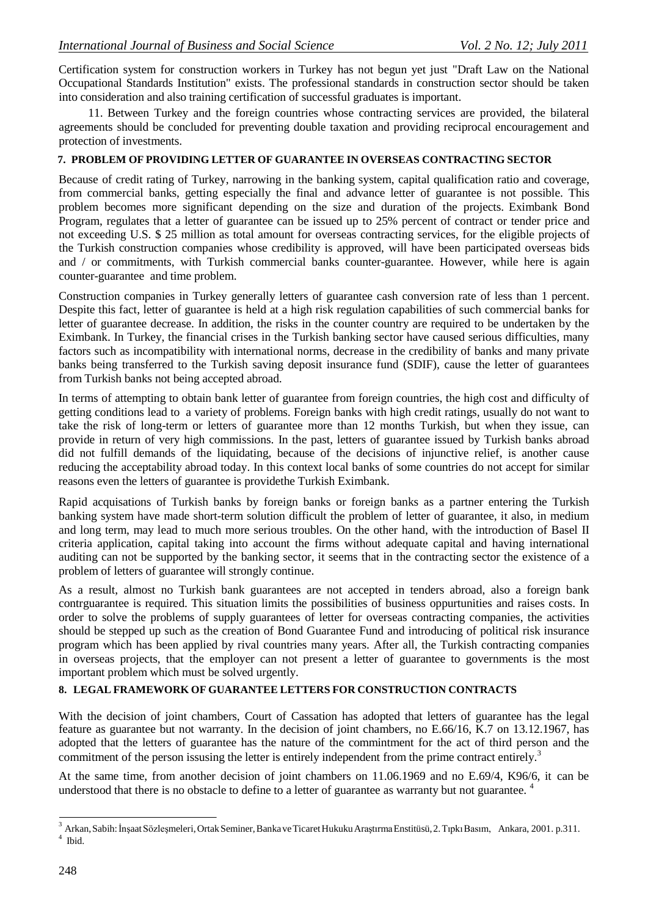Certification system for construction workers in Turkey has not begun yet just "Draft Law on the National Occupational Standards Institution" exists. The professional standards in construction sector should be taken into consideration and also training certification of successful graduates is important.

11. Between Turkey and the foreign countries whose contracting services are provided, the bilateral agreements should be concluded for preventing double taxation and providing reciprocal encouragement and protection of investments.

## 7. PROBLEM OF PROVIDING LETTER OF GUARANTEE IN OVERSEAS CONTRACTING SECTOR

Because of credit rating of Turkey, narrowing in the banking system, capital qualification ratio and coverage, from commercial banks, getting especially the final and advance letter of guarantee is not possible. This problem becomes more significant depending on the size and duration of the projects. Eximbank Bond Program, regulates that a letter of guarantee can be issued up to 25% percent of contract or tender price and not exceeding U.S. $ 25 million as total amount for overseas contracting services, for the eligible projects of the Turkish construction companies whose credibility is approved, will have been participated overseas bids and / or commitments, with Turkish commercial banks counter-guarantee. However, while here is again counter-guarantee and time problem.

Construction companies in Turkey generally letters of guarantee cash conversion rate of less than 1 percent. Despite this fact, letter of guarantee is held at a high risk regulation capabilities of such commercial banks for letter of guarantee decrease. In addition, the risks in the counter country are required to be undertaken by the Eximbank. In Turkey, the financial crises in the Turkish banking sector have caused serious difficulties, many factors such as incompatibility with international norms, decrease in the credibility of banks and many private banks being transferred to the Turkish saving deposit insurance fund (SDIF), cause the letter of guarantees from Turkish banks not being accepted abroad.

In terms of attempting to obtain bank letter of guarantee from foreign countries, the high cost and difficulty of getting conditions lead to a variety of problems. Foreign banks with high credit ratings, usually do not want to take the risk of long-term or letters of guarantee more than 12 months Turkish, but when they issue, can provide in return of very high commissions. In the past, letters of guarantee issued by Turkish banks abroad did not fulfill demands of the liquidating, because of the decisions of injunctive relief, is another cause reducing the acceptability abroad today. In this context local banks of some countries do not accept for similar reasons even the letters of guarantee is providethe Turkish Eximbank.

Rapid acquisations of Turkish banks by foreign banks or foreign banks as a partner entering the Turkish banking system have made short-term solution difficult the problem of letter of guarantee, it also, in medium and long term, may lead to much more serious troubles. On the other hand, with the introduction of Basel II criteria application, capital taking into account the firms without adequate capital and having international auditing can not be supported by the banking sector, it seems that in the contracting sector the existence of a problem of letters of guarantee will strongly continue.

As a result, almost no Turkish bank guarantees are not accepted in tenders abroad, also a foreign bank contrguarantee is required. This situation limits the possibilities of business oppurtunities and raises costs. In order to solve the problems of supply guarantees of letter for overseas contracting companies, the activities should be stepped up such as the creation of Bond Guarantee Fund and introducing of political risk insurance program which has been applied by rival countries many years. After all, the Turkish contracting companies in overseas projects, that the employer can not present a letter of guarantee to governments is the most important problem which must be solved urgently.

## 8. LEGAL FRAMEWORK OF GUARANTEE LETTERS FOR CONSTRUCTION CONTRACTS

With the decision of joint chambers, Court of Cassation has adopted that letters of guarantee has the legal feature as guarantee but not warranty. In the decision of joint chambers, no E.66/16, K.7 on 13.12.1967, has adopted that the letters of guarantee has the nature of the commintment for the act of third person and the commitment of the person issusing the letter is entirely independent from the prime contract entirely.[3]

At the same time, from another decision of joint chambers on 11.06.1969 and no E.69/4, K96/6, it can be understood that there is no obstacle to define to a letter of guarantee as warranty but not guarantee. [4]

---

[3] Arkan, Sabih: İnşaat Sözleşmeleri, Ortak Seminer, Banka ve Ticaret Hukuku Araştırma Enstitüsü, 2. Tıpkı Basım, Ankara, 2001. p.311.

[4] Ibid.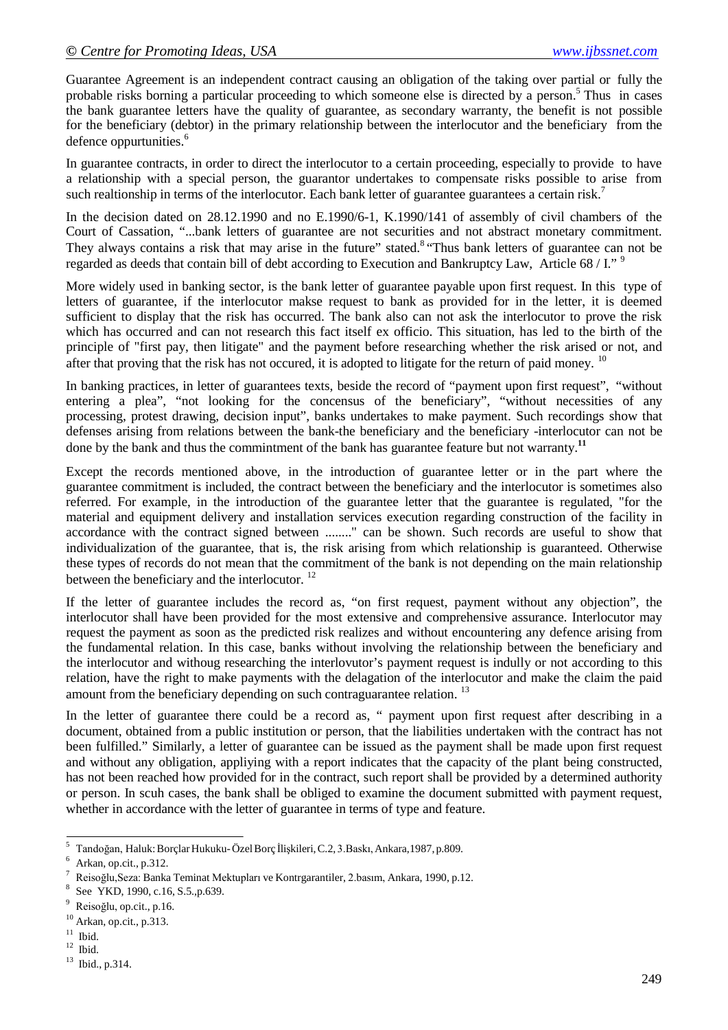Guarantee Agreement is an independent contract causing an obligation of the taking over partial or fully the probable risks borning a particular proceeding to which someone else is directed by a person.[5] Thus in cases the bank guarantee letters have the quality of guarantee, as secondary warranty, the benefit is not possible for the beneficiary (debtor) in the primary relationship between the interlocutor and the beneficiary from the defence oppurtunities.[6]

In guarantee contracts, in order to direct the interlocutor to a certain proceeding, especially to provide to have a relationship with a special person, the guarantor undertakes to compensate risks possible to arise from such realtionship in terms of the interlocutor. Each bank letter of guarantee guarantees a certain risk.[7]

In the decision dated on 28.12.1990 and no E.1990/6-1, K.1990/141 of assembly of civil chambers of the Court of Cassation, "...bank letters of guarantee are not securities and not abstract monetary commitment. They always contains a risk that may arise in the future" stated.[8] "Thus bank letters of guarantee can not be regarded as deeds that contain bill of debt according to Execution and Bankruptcy Law, Article 68 / I." [9]

More widely used in banking sector, is the bank letter of guarantee payable upon first request. In this type of letters of guarantee, if the interlocutor makse request to bank as provided for in the letter, it is deemed sufficient to display that the risk has occurred. The bank also can not ask the interlocutor to prove the risk which has occurred and can not research this fact itself ex officio. This situation, has led to the birth of the principle of "first pay, then litigate" and the payment before researching whether the risk arised or not, and after that proving that the risk has not occured, it is adopted to litigate for the return of paid money. [10]

In banking practices, in letter of guarantees texts, beside the record of "payment upon first request", "without entering a plea", "not looking for the concensus of the beneficiary", "without necessities of any processing, protest drawing, decision input", banks undertakes to make payment. Such recordings show that defenses arising from relations between the bank-the beneficiary and the beneficiary -interlocutor can not be done by the bank and thus the commintment of the bank has guarantee feature but not warranty.[11]

Except the records mentioned above, in the introduction of guarantee letter or in the part where the guarantee commitment is included, the contract between the beneficiary and the interlocutor is sometimes also referred. For example, in the introduction of the guarantee letter that the guarantee is regulated, "for the material and equipment delivery and installation services execution regarding construction of the facility in accordance with the contract signed between ........" can be shown. Such records are useful to show that individualization of the guarantee, that is, the risk arising from which relationship is guaranteed. Otherwise these types of records do not mean that the commitment of the bank is not depending on the main relationship between the beneficiary and the interlocutor. [12]

If the letter of guarantee includes the record as, "on first request, payment without any objection", the interlocutor shall have been provided for the most extensive and comprehensive assurance. Interlocutor may request the payment as soon as the predicted risk realizes and without encountering any defence arising from the fundamental relation. In this case, banks without involving the relationship between the beneficiary and the interlocutor and withoug researching the interlovutor's payment request is indully or not according to this relation, have the right to make payments with the delagation of the interlocutor and make the claim the paid amount from the beneficiary depending on such contraguarantee relation. [13]

In the letter of guarantee there could be a record as, " payment upon first request after describing in a document, obtained from a public institution or person, that the liabilities undertaken with the contract has not been fulfilled." Similarly, a letter of guarantee can be issued as the payment shall be made upon first request and without any obligation, appliying with a report indicates that the capacity of the plant being constructed, has not been reached how provided for in the contract, such report shall be provided by a determined authority or person. In scuh cases, the bank shall be obliged to examine the document submitted with payment request, whether in accordance with the letter of guarantee in terms of type and feature.

---

[5] Tandoğan, Haluk: Borçlar Hukuku- Özel Borç İlişkileri, C.2, 3.Baskı, Ankara,1987, p.809.

[6] Arkan, op.cit., p.312.

[7] Reisoğlu,Seza: Banka Teminat Mektupları ve Kontrgarantiler, 2.basım, Ankara, 1990, p.12.

[8] See YKD, 1990, c.16, S.5.,p.639.

[9] Reisoğlu, op.cit., p.16.

[10] Arkan, op.cit., p.313.

[11] Ibid.

[12] Ibid.

[13] Ibid., p.314.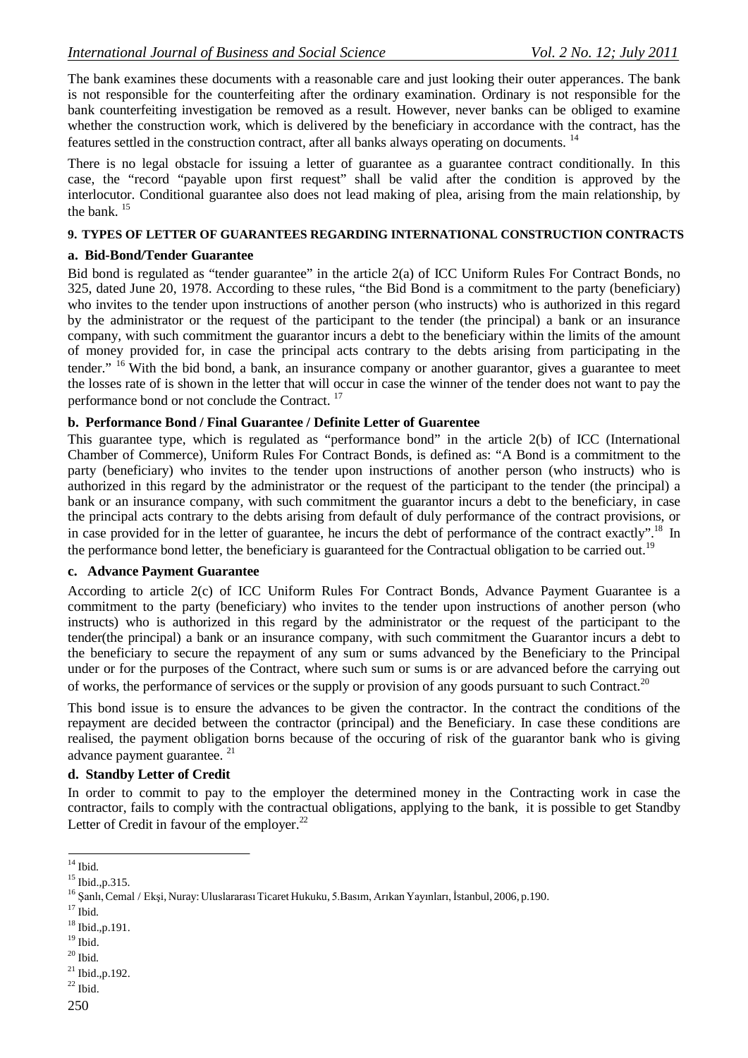The bank examines these documents with a reasonable care and just looking their outer apperances. The bank is not responsible for the counterfeiting after the ordinary examination. Ordinary is not responsible for the bank counterfeiting investigation be removed as a result. However, never banks can be obliged to examine whether the construction work, which is delivered by the beneficiary in accordance with the contract, has the features settled in the construction contract, after all banks always operating on documents. [14]

There is no legal obstacle for issuing a letter of guarantee as a guarantee contract conditionally. In this case, the "record "payable upon first request" shall be valid after the condition is approved by the interlocutor. Conditional guarantee also does not lead making of plea, arising from the main relationship, by the bank. [15]

## 9. TYPES OF LETTER OF GUARANTEES REGARDING INTERNATIONAL CONSTRUCTION CONTRACTS

### a. Bid-Bond/Tender Guarantee

Bid bond is regulated as "tender guarantee" in the article 2(a) of ICC Uniform Rules For Contract Bonds, no 325, dated June 20, 1978. According to these rules, "the Bid Bond is a commitment to the party (beneficiary) who invites to the tender upon instructions of another person (who instructs) who is authorized in this regard by the administrator or the request of the participant to the tender (the principal) a bank or an insurance company, with such commitment the guarantor incurs a debt to the beneficiary within the limits of the amount of money provided for, in case the principal acts contrary to the debts arising from participating in the tender." [16] With the bid bond, a bank, an insurance company or another guarantor, gives a guarantee to meet the losses rate of is shown in the letter that will occur in case the winner of the tender does not want to pay the performance bond or not conclude the Contract. [17]

### b. Performance Bond / Final Guarantee / Definite Letter of Guarentee

This guarantee type, which is regulated as "performance bond" in the article 2(b) of ICC (International Chamber of Commerce), Uniform Rules For Contract Bonds, is defined as: "A Bond is a commitment to the party (beneficiary) who invites to the tender upon instructions of another person (who instructs) who is authorized in this regard by the administrator or the request of the participant to the tender (the principal) a bank or an insurance company, with such commitment the guarantor incurs a debt to the beneficiary, in case the principal acts contrary to the debts arising from default of duly performance of the contract provisions, or in case provided for in the letter of guarantee, he incurs the debt of performance of the contract exactly".[18] In the performance bond letter, the beneficiary is guaranteed for the Contractual obligation to be carried out.[19]

### c. Advance Payment Guarantee

According to article 2(c) of ICC Uniform Rules For Contract Bonds, Advance Payment Guarantee is a commitment to the party (beneficiary) who invites to the tender upon instructions of another person (who instructs) who is authorized in this regard by the administrator or the request of the participant to the tender(the principal) a bank or an insurance company, with such commitment the Guarantor incurs a debt to the beneficiary to secure the repayment of any sum or sums advanced by the Beneficiary to the Principal under or for the purposes of the Contract, where such sum or sums is or are advanced before the carrying out of works, the performance of services or the supply or provision of any goods pursuant to such Contract.[20]

This bond issue is to ensure the advances to be given the contractor. In the contract the conditions of the repayment are decided between the contractor (principal) and the Beneficiary. In case these conditions are realised, the payment obligation borns because of the occuring of risk of the guarantor bank who is giving advance payment guarantee. [21]

### d. Standby Letter of Credit

In order to commit to pay to the employer the determined money in the Contracting work in case the contractor, fails to comply with the contractual obligations, applying to the bank, it is possible to get Standby Letter of Credit in favour of the employer.[22]

---

[14] Ibid.

[15] Ibid.,p.315.

[16] Şanlı, Cemal / Ekşi, Nuray: Uluslararası Ticaret Hukuku, 5.Basım, Arıkan Yayınları, İstanbul, 2006, p.190.

[17] Ibid.

[18] Ibid.,p.191.

[19] Ibid.

[20] Ibid.

[21] Ibid.,p.192.

[22] Ibid.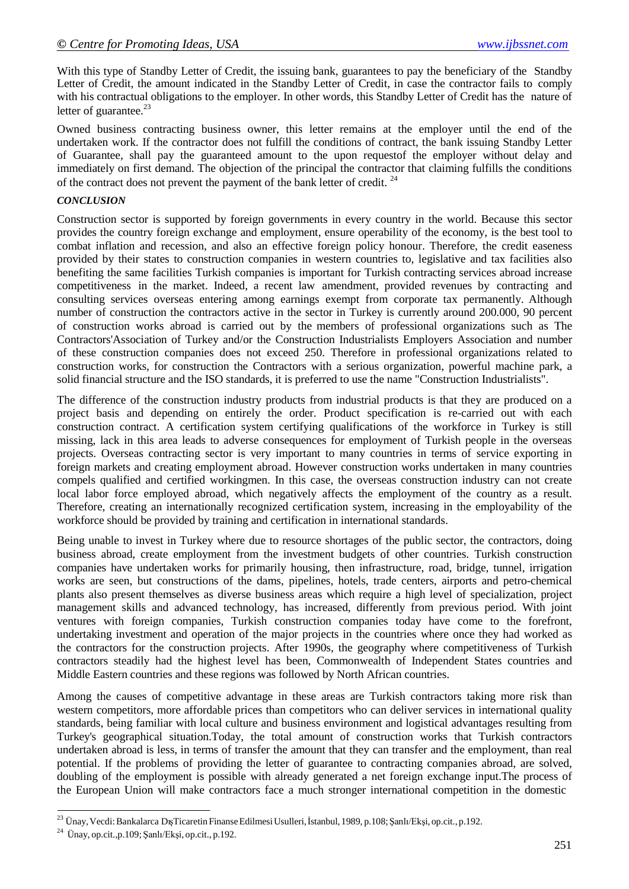With this type of Standby Letter of Credit, the issuing bank, guarantees to pay the beneficiary of the Standby Letter of Credit, the amount indicated in the Standby Letter of Credit, in case the contractor fails to comply with his contractual obligations to the employer. In other words, this Standby Letter of Credit has the nature of letter of guarantee.[23]

Owned business contracting business owner, this letter remains at the employer until the end of the undertaken work. If the contractor does not fulfill the conditions of contract, the bank issuing Standby Letter of Guarantee, shall pay the guaranteed amount to the upon requestof the employer without delay and immediately on first demand. The objection of the principal the contractor that claiming fulfills the conditions of the contract does not prevent the payment of the bank letter of credit. [24]

***CONCLUSION***

Construction sector is supported by foreign governments in every country in the world. Because this sector provides the country foreign exchange and employment, ensure operability of the economy, is the best tool to combat inflation and recession, and also an effective foreign policy honour. Therefore, the credit easeness provided by their states to construction companies in western countries to, legislative and tax facilities also benefiting the same facilities Turkish companies is important for Turkish contracting services abroad increase competitiveness in the market. Indeed, a recent law amendment, provided revenues by contracting and consulting services overseas entering among earnings exempt from corporate tax permanently. Although number of construction the contractors active in the sector in Turkey is currently around 200.000, 90 percent of construction works abroad is carried out by the members of professional organizations such as The Contractors'Association of Turkey and/or the Construction Industrialists Employers Association and number of these construction companies does not exceed 250. Therefore in professional organizations related to construction works, for construction the Contractors with a serious organization, powerful machine park, a solid financial structure and the ISO standards, it is preferred to use the name "Construction Industrialists".

The difference of the construction industry products from industrial products is that they are produced on a project basis and depending on entirely the order. Product specification is re-carried out with each construction contract. A certification system certifying qualifications of the workforce in Turkey is still missing, lack in this area leads to adverse consequences for employment of Turkish people in the overseas projects. Overseas contracting sector is very important to many countries in terms of service exporting in foreign markets and creating employment abroad. However construction works undertaken in many countries compels qualified and certified workingmen. In this case, the overseas construction industry can not create local labor force employed abroad, which negatively affects the employment of the country as a result. Therefore, creating an internationally recognized certification system, increasing in the employability of the workforce should be provided by training and certification in international standards.

Being unable to invest in Turkey where due to resource shortages of the public sector, the contractors, doing business abroad, create employment from the investment budgets of other countries. Turkish construction companies have undertaken works for primarily housing, then infrastructure, road, bridge, tunnel, irrigation works are seen, but constructions of the dams, pipelines, hotels, trade centers, airports and petro-chemical plants also present themselves as diverse business areas which require a high level of specialization, project management skills and advanced technology, has increased, differently from previous period. With joint ventures with foreign companies, Turkish construction companies today have come to the forefront, undertaking investment and operation of the major projects in the countries where once they had worked as the contractors for the construction projects. After 1990s, the geography where competitiveness of Turkish contractors steadily had the highest level has been, Commonwealth of Independent States countries and Middle Eastern countries and these regions was followed by North African countries.

Among the causes of competitive advantage in these areas are Turkish contractors taking more risk than western competitors, more affordable prices than competitors who can deliver services in international quality standards, being familiar with local culture and business environment and logistical advantages resulting from Turkey's geographical situation.Today, the total amount of construction works that Turkish contractors undertaken abroad is less, in terms of transfer the amount that they can transfer and the employment, than real potential. If the problems of providing the letter of guarantee to contracting companies abroad, are solved, doubling of the employment is possible with already generated a net foreign exchange input.The process of the European Union will make contractors face a much stronger international competition in the domestic

---

[23] Ünay, Vecdi: Bankalarca DışTicaretin Finanse Edilmesi Usulleri, İstanbul, 1989, p.108; Şanlı/Ekşi, op.cit., p.192.

[24] Ünay, op.cit.,p.109; Şanlı/Ekşi, op.cit., p.192.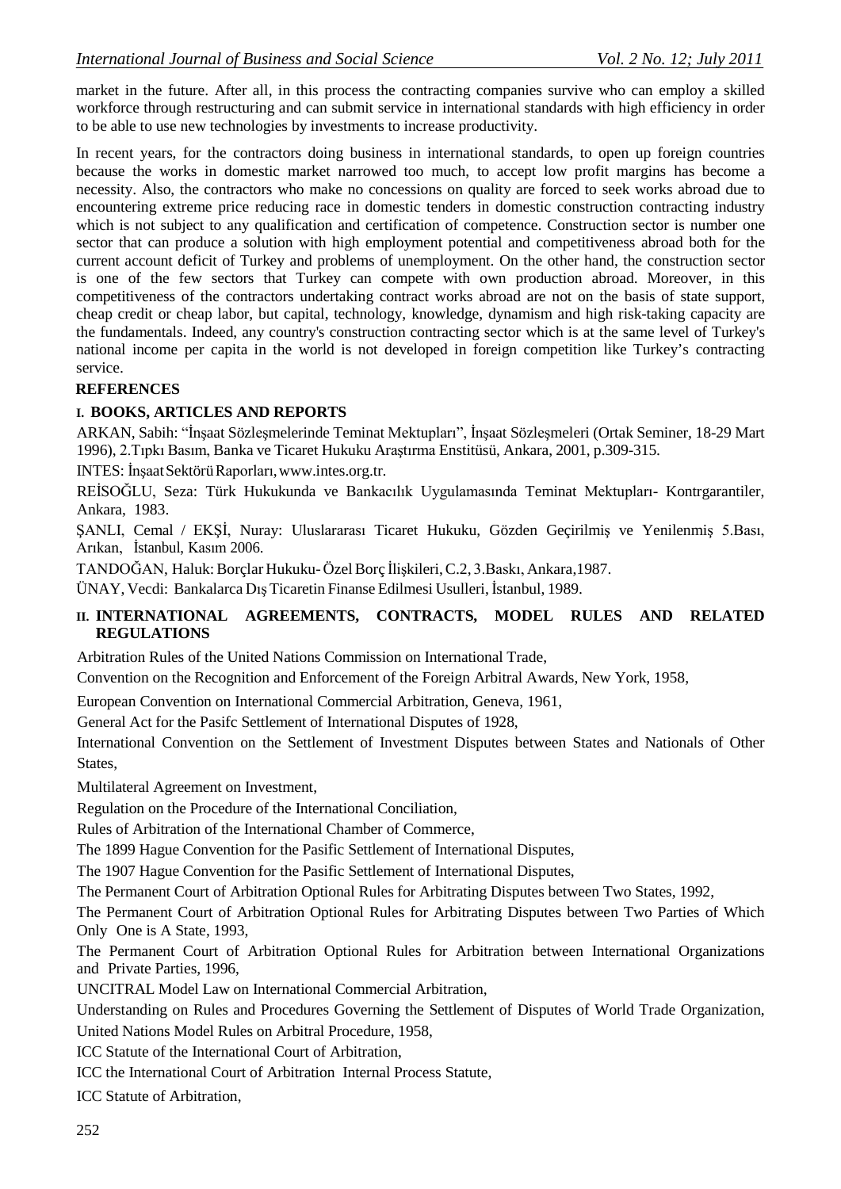market in the future. After all, in this process the contracting companies survive who can employ a skilled workforce through restructuring and can submit service in international standards with high efficiency in order to be able to use new technologies by investments to increase productivity.

In recent years, for the contractors doing business in international standards, to open up foreign countries because the works in domestic market narrowed too much, to accept low profit margins has become a necessity. Also, the contractors who make no concessions on quality are forced to seek works abroad due to encountering extreme price reducing race in domestic tenders in domestic construction contracting industry which is not subject to any qualification and certification of competence. Construction sector is number one sector that can produce a solution with high employment potential and competitiveness abroad both for the current account deficit of Turkey and problems of unemployment. On the other hand, the construction sector is one of the few sectors that Turkey can compete with own production abroad. Moreover, in this competitiveness of the contractors undertaking contract works abroad are not on the basis of state support, cheap credit or cheap labor, but capital, technology, knowledge, dynamism and high risk-taking capacity are the fundamentals. Indeed, any country's construction contracting sector which is at the same level of Turkey's national income per capita in the world is not developed in foreign competition like Turkey's contracting service.

## REFERENCES

### I. BOOKS, ARTICLES AND REPORTS

ARKAN, Sabih: "İnşaat Sözleşmelerinde Teminat Mektupları", İnşaat Sözleşmeleri (Ortak Seminer, 18-29 Mart 1996), 2.Tıpkı Basım, Banka ve Ticaret Hukuku Araştırma Enstitüsü, Ankara, 2001, p.309-315.

INTES: İnşaat Sektörü Raporları, www.intes.org.tr.

REİSOĞLU, Seza: Türk Hukukunda ve Bankacılık Uygulamasında Teminat Mektupları- Kontrgarantiler, Ankara, 1983.

ŞANLI, Cemal / EKŞİ, Nuray: Uluslararası Ticaret Hukuku, Gözden Geçirilmiş ve Yenilenmiş 5.Bası, Arıkan, İstanbul, Kasım 2006.

TANDOĞAN, Haluk: Borçlar Hukuku- Özel Borç İlişkileri, C.2, 3.Baskı, Ankara,1987.

ÜNAY, Vecdi: Bankalarca Dış Ticaretin Finanse Edilmesi Usulleri, İstanbul, 1989.

### II. INTERNATIONAL AGREEMENTS, CONTRACTS, MODEL RULES AND RELATED REGULATIONS

Arbitration Rules of the United Nations Commission on International Trade,

Convention on the Recognition and Enforcement of the Foreign Arbitral Awards, New York, 1958,

European Convention on International Commercial Arbitration, Geneva, 1961,

General Act for the Pasifc Settlement of International Disputes of 1928,

International Convention on the Settlement of Investment Disputes between States and Nationals of Other States,

Multilateral Agreement on Investment,

Regulation on the Procedure of the International Conciliation,

Rules of Arbitration of the International Chamber of Commerce,

The 1899 Hague Convention for the Pasific Settlement of International Disputes,

The 1907 Hague Convention for the Pasific Settlement of International Disputes,

The Permanent Court of Arbitration Optional Rules for Arbitrating Disputes between Two States, 1992,

The Permanent Court of Arbitration Optional Rules for Arbitrating Disputes between Two Parties of Which Only One is A State, 1993,

The Permanent Court of Arbitration Optional Rules for Arbitration between International Organizations and Private Parties, 1996,

UNCITRAL Model Law on International Commercial Arbitration,

Understanding on Rules and Procedures Governing the Settlement of Disputes of World Trade Organization,

United Nations Model Rules on Arbitral Procedure, 1958,

ICC Statute of the International Court of Arbitration,

ICC the International Court of Arbitration Internal Process Statute,

ICC Statute of Arbitration,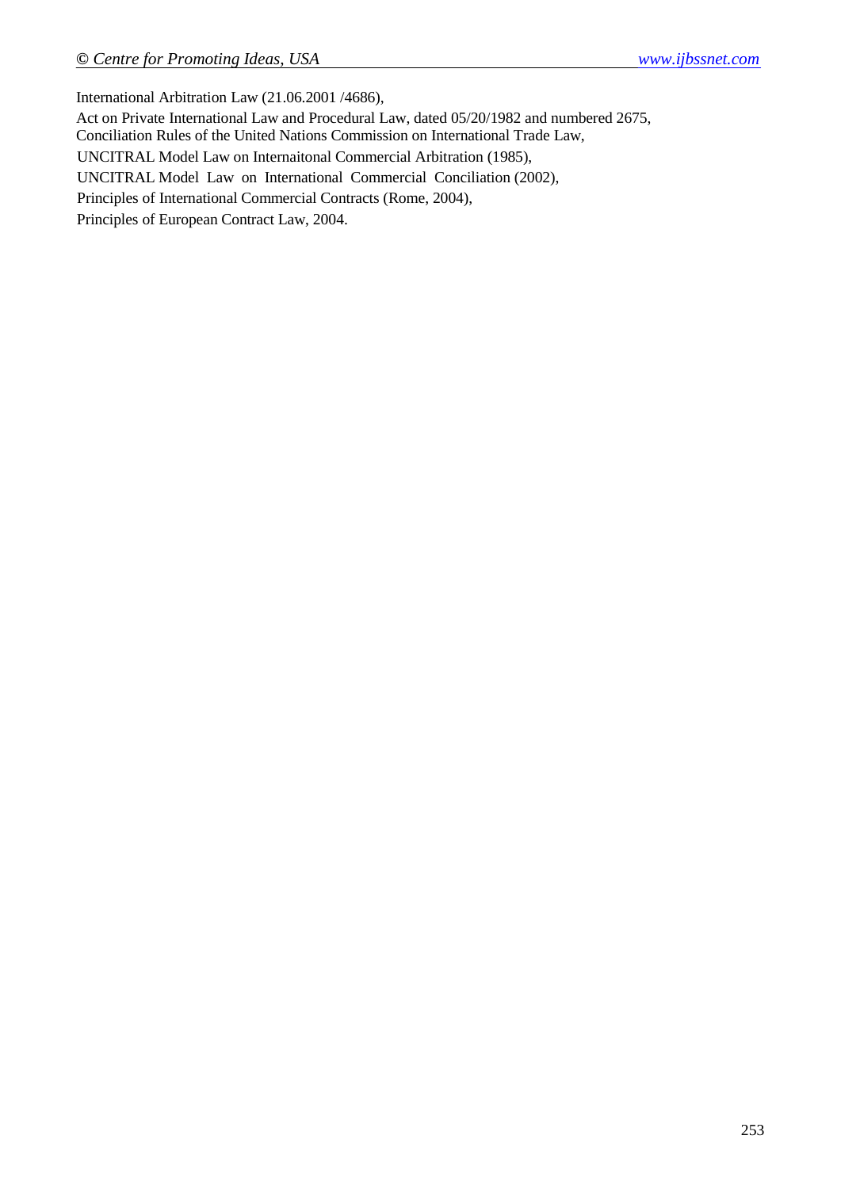International Arbitration Law (21.06.2001 /4686),

Act on Private International Law and Procedural Law, dated 05/20/1982 and numbered 2675,

Conciliation Rules of the United Nations Commission on International Trade Law,

UNCITRAL Model Law on Internaitonal Commercial Arbitration (1985),

UNCITRAL Model Law on International Commercial Conciliation (2002),

Principles of International Commercial Contracts (Rome, 2004),

Principles of European Contract Law, 2004.